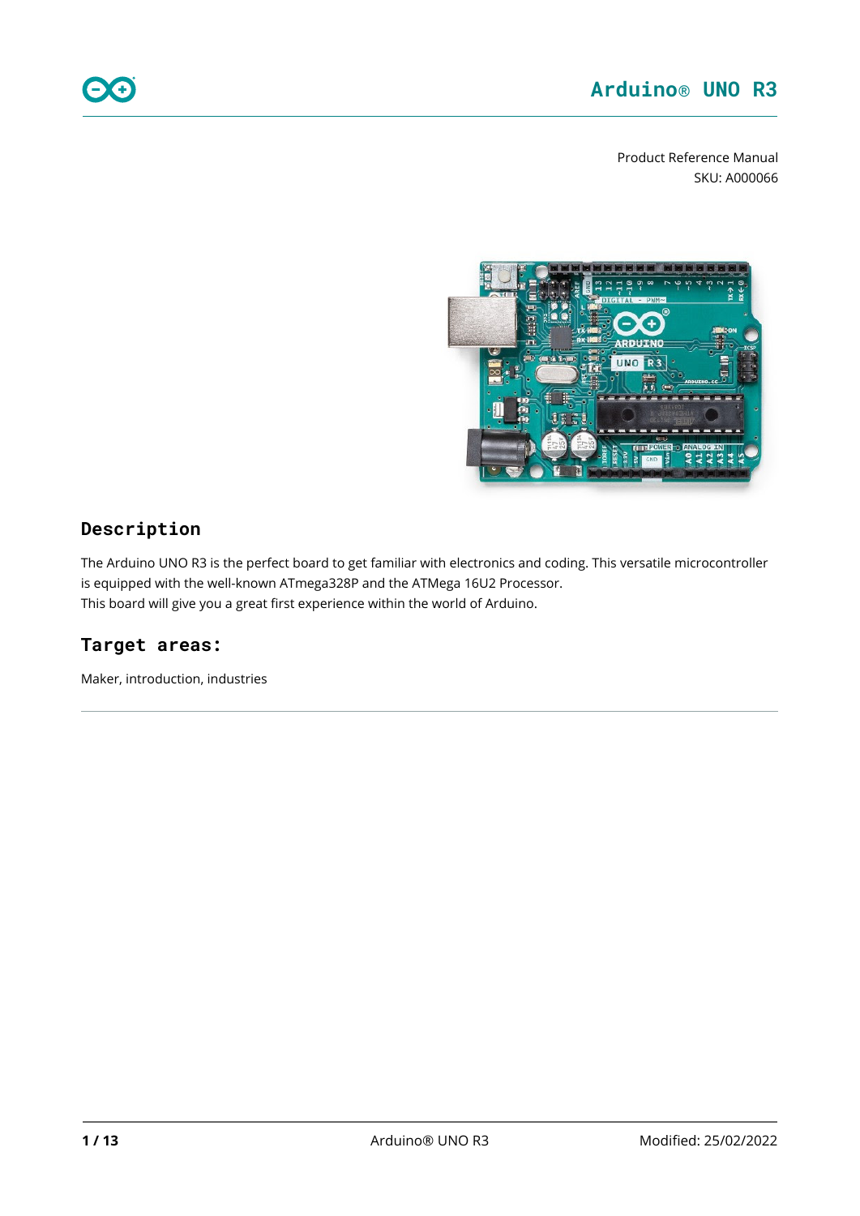# Arduino® UNO R3

Product Reference Manual
SKU: A000066

## Description

The Arduino UNO R3 is the perfect board to get familiar with electronics and coding. This versatile microcontroller is equipped with the well-known ATmega328P and the ATMega 16U2 Processor.
This board will give you a great first experience within the world of Arduino.

## Target areas:

Maker, introduction, industries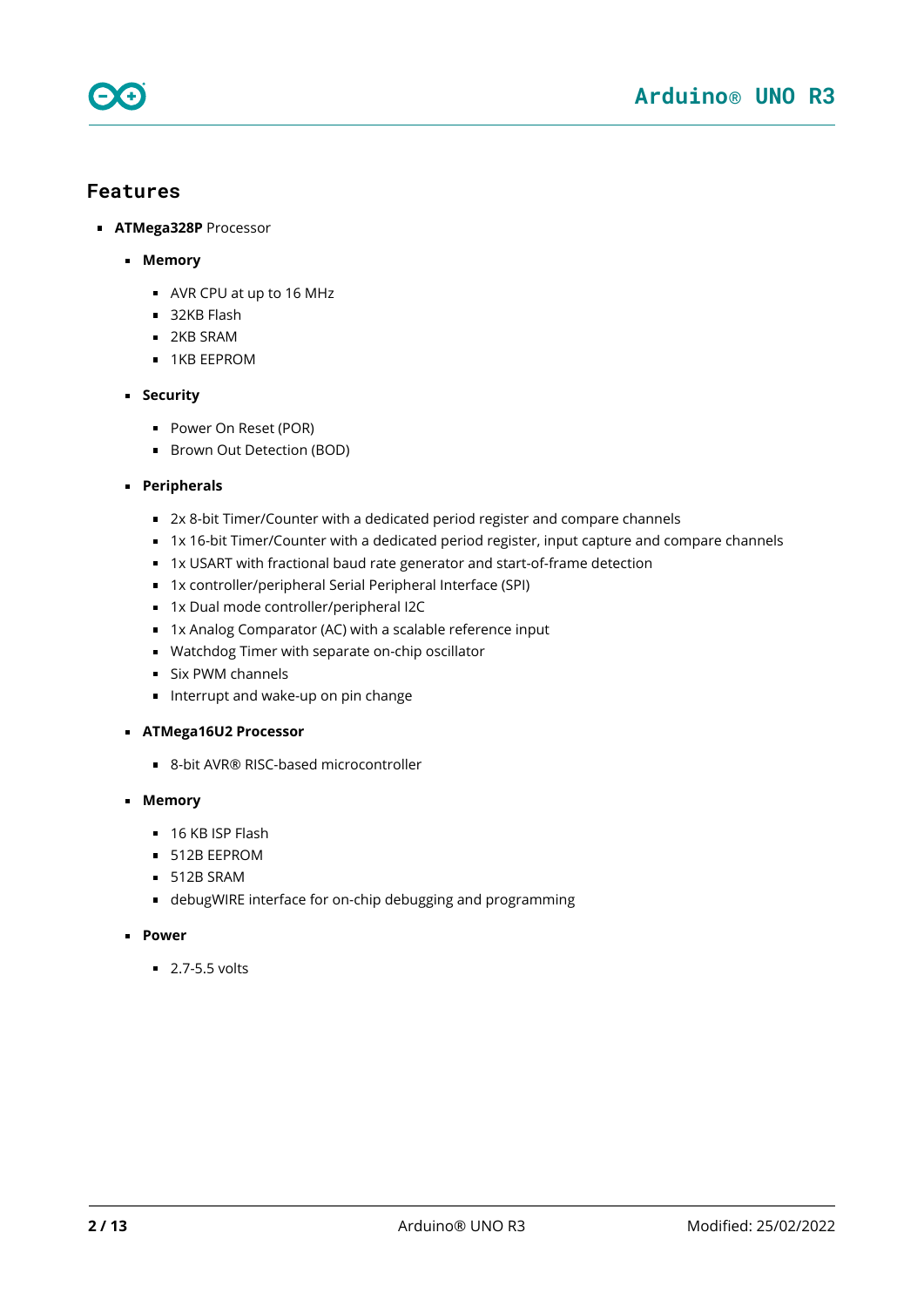## Features

- **ATMega328P** Processor
  - **Memory**
    - AVR CPU at up to 16 MHz
    - 32KB Flash
    - 2KB SRAM
    - 1KB EEPROM
  - **Security**
    - Power On Reset (POR)
    - Brown Out Detection (BOD)
  - **Peripherals**
    - 2x 8-bit Timer/Counter with a dedicated period register and compare channels
    - 1x 16-bit Timer/Counter with a dedicated period register, input capture and compare channels
    - 1x USART with fractional baud rate generator and start-of-frame detection
    - 1x controller/peripheral Serial Peripheral Interface (SPI)
    - 1x Dual mode controller/peripheral I2C
    - 1x Analog Comparator (AC) with a scalable reference input
    - Watchdog Timer with separate on-chip oscillator
    - Six PWM channels
    - Interrupt and wake-up on pin change
  - **ATMega16U2 Processor**
    - 8-bit AVR® RISC-based microcontroller
  - **Memory**
    - 16 KB ISP Flash
    - 512B EEPROM
    - 512B SRAM
    - debugWIRE interface for on-chip debugging and programming
  - **Power**
    - 2.7-5.5 volts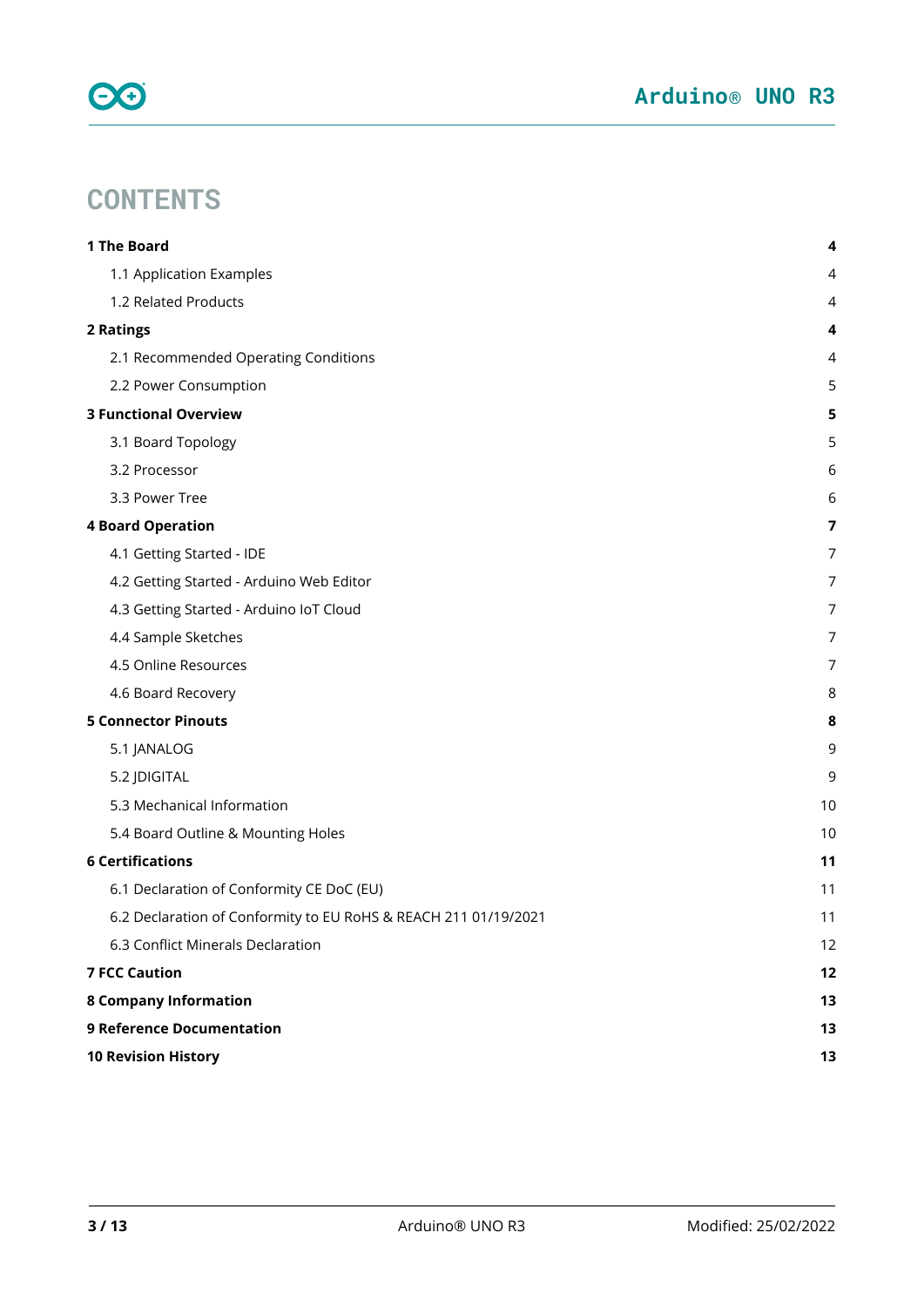# CONTENTS

| | |
|---|---|
| **1 The Board** | **4** |
| 1.1 Application Examples | 4 |
| 1.2 Related Products | 4 |
| **2 Ratings** | **4** |
| 2.1 Recommended Operating Conditions | 4 |
| 2.2 Power Consumption | 5 |
| **3 Functional Overview** | **5** |
| 3.1 Board Topology | 5 |
| 3.2 Processor | 6 |
| 3.3 Power Tree | 6 |
| **4 Board Operation** | **7** |
| 4.1 Getting Started - IDE | 7 |
| 4.2 Getting Started - Arduino Web Editor | 7 |
| 4.3 Getting Started - Arduino IoT Cloud | 7 |
| 4.4 Sample Sketches | 7 |
| 4.5 Online Resources | 7 |
| 4.6 Board Recovery | 8 |
| **5 Connector Pinouts** | **8** |
| 5.1 JANALOG | 9 |
| 5.2 JDIGITAL | 9 |
| 5.3 Mechanical Information | 10 |
| 5.4 Board Outline & Mounting Holes | 10 |
| **6 Certifications** | **11** |
| 6.1 Declaration of Conformity CE DoC (EU) | 11 |
| 6.2 Declaration of Conformity to EU RoHS & REACH 211 01/19/2021 | 11 |
| 6.3 Conflict Minerals Declaration | 12 |
| **7 FCC Caution** | **12** |
| **8 Company Information** | **13** |
| **9 Reference Documentation** | **13** |
| **10 Revision History** | **13** |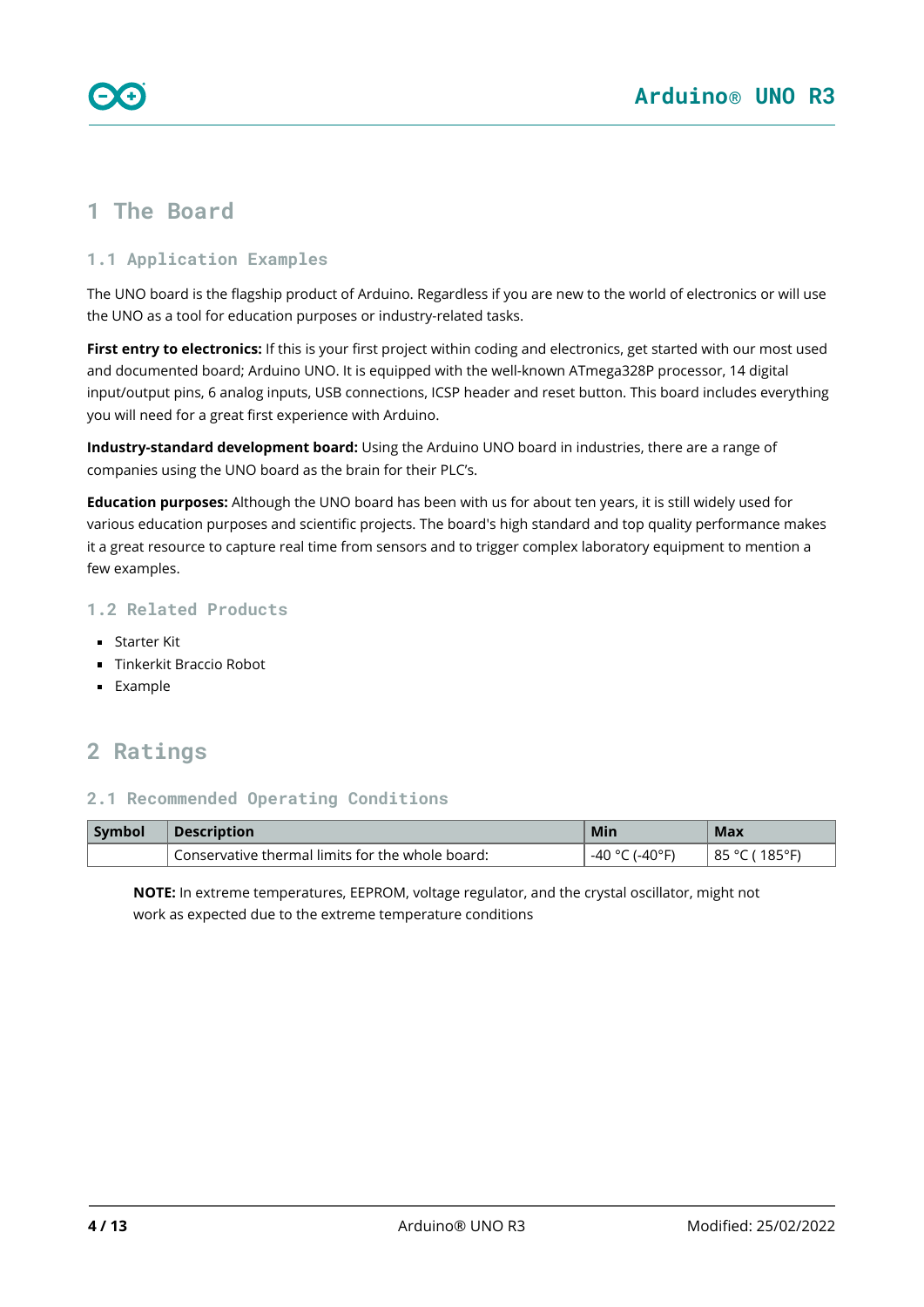# 1 The Board

## 1.1 Application Examples

The UNO board is the flagship product of Arduino. Regardless if you are new to the world of electronics or will use the UNO as a tool for education purposes or industry-related tasks.

**First entry to electronics:** If this is your first project within coding and electronics, get started with our most used and documented board; Arduino UNO. It is equipped with the well-known ATmega328P processor, 14 digital input/output pins, 6 analog inputs, USB connections, ICSP header and reset button. This board includes everything you will need for a great first experience with Arduino.

**Industry-standard development board:** Using the Arduino UNO board in industries, there are a range of companies using the UNO board as the brain for their PLC's.

**Education purposes:** Although the UNO board has been with us for about ten years, it is still widely used for various education purposes and scientific projects. The board's high standard and top quality performance makes it a great resource to capture real time from sensors and to trigger complex laboratory equipment to mention a few examples.

## 1.2 Related Products

- Starter Kit
- Tinkerkit Braccio Robot
- Example

# 2 Ratings

## 2.1 Recommended Operating Conditions

| Symbol | Description | Min | Max |
|---|---|---|---|
| | Conservative thermal limits for the whole board: | -40 °C (-40°F) | 85 °C ( 185°F) |

**NOTE:** In extreme temperatures, EEPROM, voltage regulator, and the crystal oscillator, might not work as expected due to the extreme temperature conditions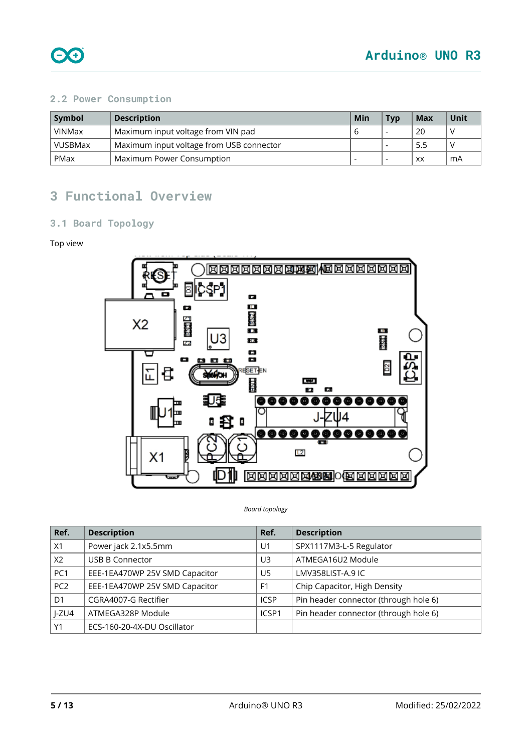## 2.2 Power Consumption

| Symbol | Description | Min | Typ | Max | Unit |
| --- | --- | --- | --- | --- | --- |
| VINMax | Maximum input voltage from VIN pad | 6 | - | 20 | V |
| VUSBMax | Maximum input voltage from USB connector | | - | 5.5 | V |
| PMax | Maximum Power Consumption | - | - | xx | mA |

# 3 Functional Overview

## 3.1 Board Topology

Top view

*Board topology*

| Ref. | Description | Ref. | Description |
| --- | --- | --- | --- |
| X1 | Power jack 2.1x5.5mm | U1 | SPX1117M3-L-5 Regulator |
| X2 | USB B Connector | U3 | ATMEGA16U2 Module |
| PC1 | EEE-1EA470WP 25V SMD Capacitor | U5 | LMV358LIST-A.9 IC |
| PC2 | EEE-1EA470WP 25V SMD Capacitor | F1 | Chip Capacitor, High Density |
| D1 | CGRA4007-G Rectifier | ICSP | Pin header connector (through hole 6) |
| J-ZU4 | ATMEGA328P Module | ICSP1 | Pin header connector (through hole 6) |
| Y1 | ECS-160-20-4X-DU Oscillator | | |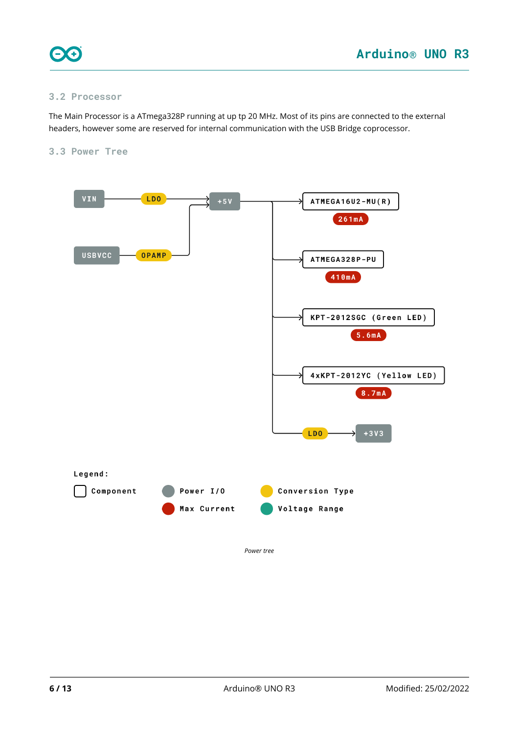### 3.2 Processor

The Main Processor is a ATmega328P running at up tp 20 MHz. Most of its pins are connected to the external headers, however some are reserved for internal communication with the USB Bridge coprocessor.

### 3.3 Power Tree

VIN → LDO → +5V

USBVCC → OPAMP → +5V

+5V → ATMEGA16U2-MU(R) — 261mA

+5V → ATMEGA328P-PU — 410mA

+5V → KPT-2012SGC (Green LED) — 5.6mA

+5V → 4xKPT-2012YC (Yellow LED) — 8.7mA

+5V → LDO → +3V3

Legend:

- Component
- Power I/O
- Max Current
- Conversion Type
- Voltage Range

*Power tree*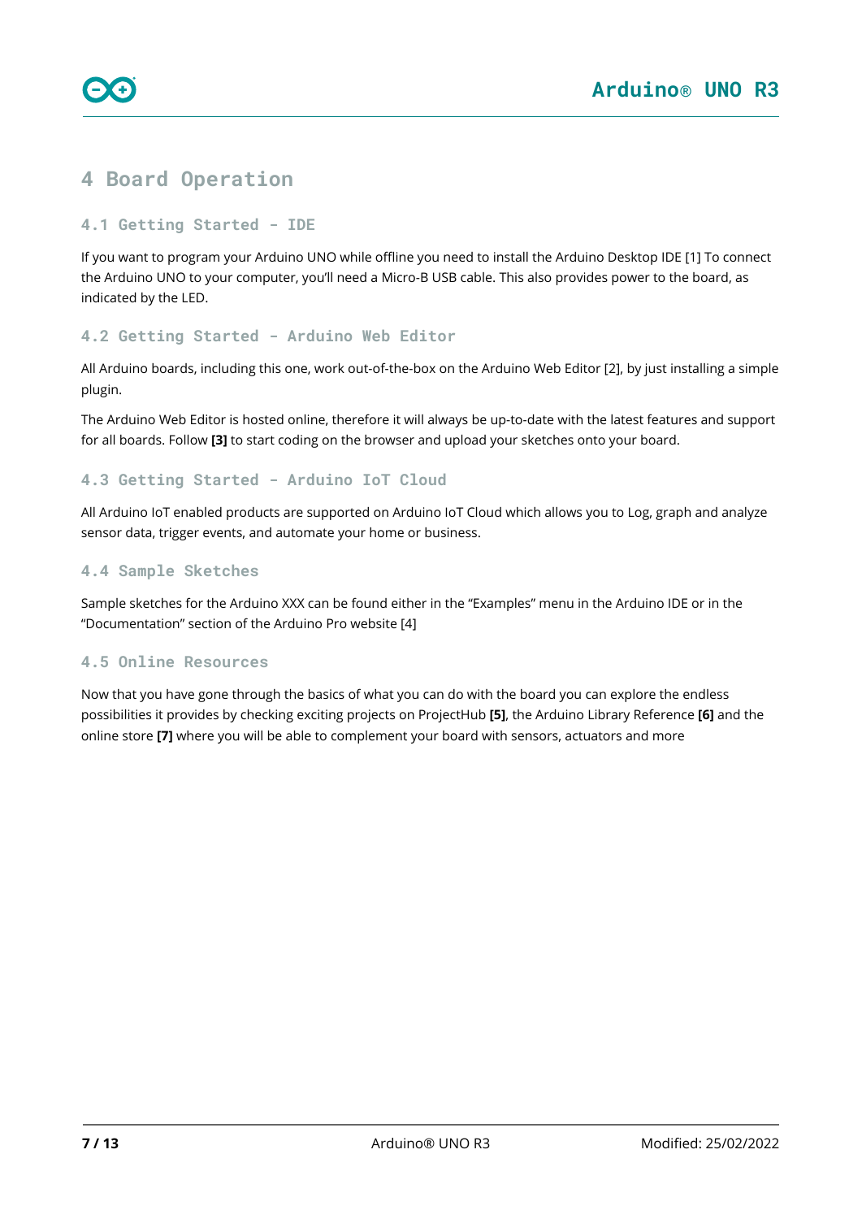# 4 Board Operation

## 4.1 Getting Started - IDE

If you want to program your Arduino UNO while offline you need to install the Arduino Desktop IDE [1] To connect the Arduino UNO to your computer, you'll need a Micro-B USB cable. This also provides power to the board, as indicated by the LED.

## 4.2 Getting Started - Arduino Web Editor

All Arduino boards, including this one, work out-of-the-box on the Arduino Web Editor [2], by just installing a simple plugin.

The Arduino Web Editor is hosted online, therefore it will always be up-to-date with the latest features and support for all boards. Follow **[3]** to start coding on the browser and upload your sketches onto your board.

## 4.3 Getting Started - Arduino IoT Cloud

All Arduino IoT enabled products are supported on Arduino IoT Cloud which allows you to Log, graph and analyze sensor data, trigger events, and automate your home or business.

## 4.4 Sample Sketches

Sample sketches for the Arduino XXX can be found either in the "Examples" menu in the Arduino IDE or in the "Documentation" section of the Arduino Pro website [4]

## 4.5 Online Resources

Now that you have gone through the basics of what you can do with the board you can explore the endless possibilities it provides by checking exciting projects on ProjectHub **[5]**, the Arduino Library Reference **[6]** and the online store **[7]** where you will be able to complement your board with sensors, actuators and more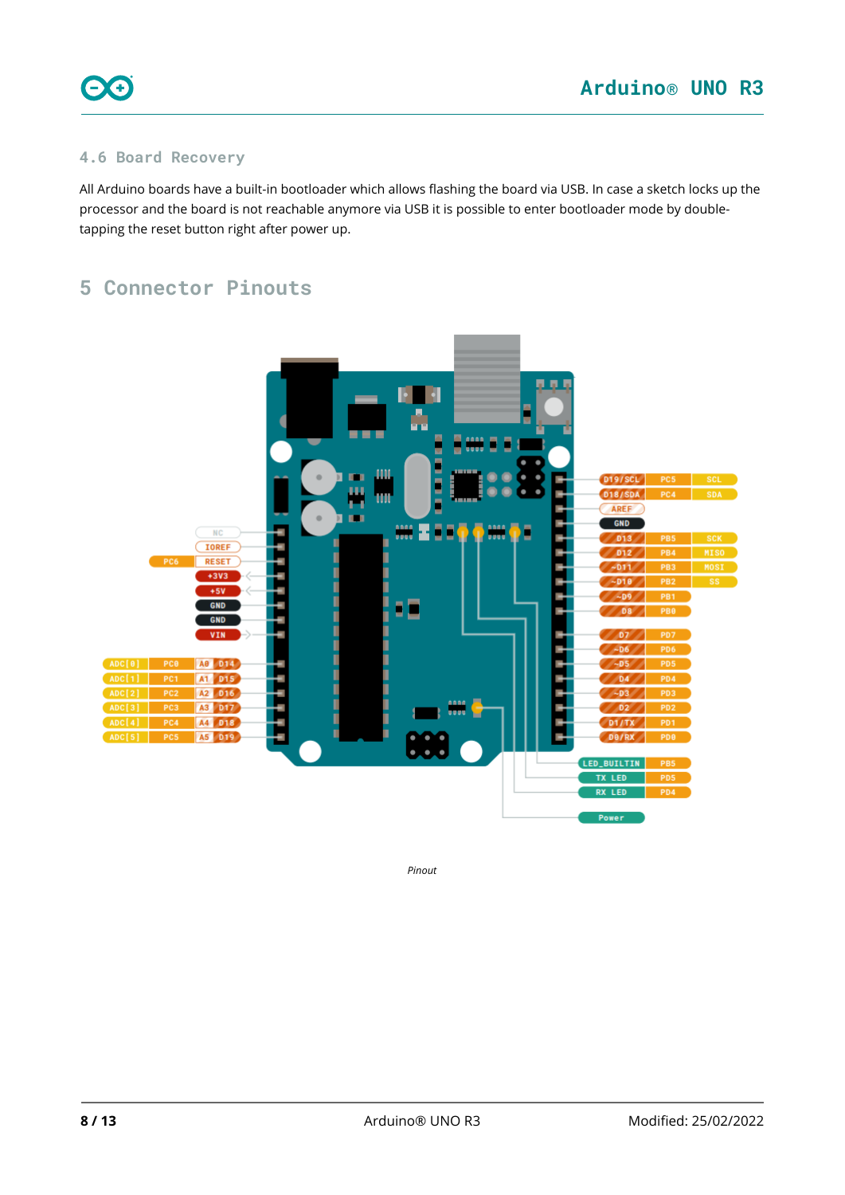### 4.6 Board Recovery

All Arduino boards have a built-in bootloader which allows flashing the board via USB. In case a sketch locks up the processor and the board is not reachable anymore via USB it is possible to enter bootloader mode by double-tapping the reset button right after power up.

## 5 Connector Pinouts

*Pinout*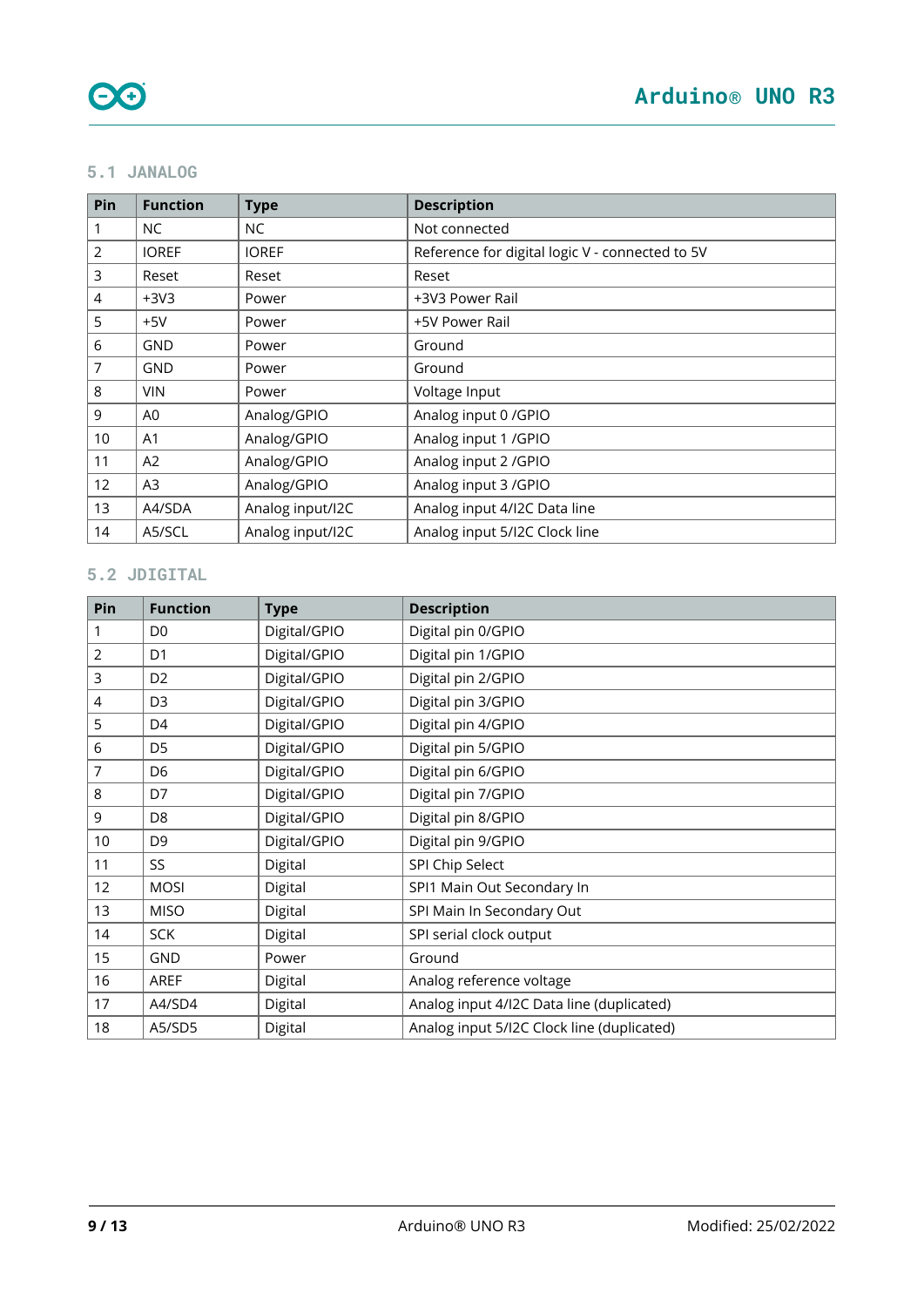### 5.1 JANALOG

| Pin | Function | Type | Description |
|---|---|---|---|
| 1 | NC | NC | Not connected |
| 2 | IOREF | IOREF | Reference for digital logic V - connected to 5V |
| 3 | Reset | Reset | Reset |
| 4 | +3V3 | Power | +3V3 Power Rail |
| 5 | +5V | Power | +5V Power Rail |
| 6 | GND | Power | Ground |
| 7 | GND | Power | Ground |
| 8 | VIN | Power | Voltage Input |
| 9 | A0 | Analog/GPIO | Analog input 0 /GPIO |
| 10 | A1 | Analog/GPIO | Analog input 1 /GPIO |
| 11 | A2 | Analog/GPIO | Analog input 2 /GPIO |
| 12 | A3 | Analog/GPIO | Analog input 3 /GPIO |
| 13 | A4/SDA | Analog input/I2C | Analog input 4/I2C Data line |
| 14 | A5/SCL | Analog input/I2C | Analog input 5/I2C Clock line |

### 5.2 JDIGITAL

| Pin | Function | Type | Description |
|---|---|---|---|
| 1 | D0 | Digital/GPIO | Digital pin 0/GPIO |
| 2 | D1 | Digital/GPIO | Digital pin 1/GPIO |
| 3 | D2 | Digital/GPIO | Digital pin 2/GPIO |
| 4 | D3 | Digital/GPIO | Digital pin 3/GPIO |
| 5 | D4 | Digital/GPIO | Digital pin 4/GPIO |
| 6 | D5 | Digital/GPIO | Digital pin 5/GPIO |
| 7 | D6 | Digital/GPIO | Digital pin 6/GPIO |
| 8 | D7 | Digital/GPIO | Digital pin 7/GPIO |
| 9 | D8 | Digital/GPIO | Digital pin 8/GPIO |
| 10 | D9 | Digital/GPIO | Digital pin 9/GPIO |
| 11 | SS | Digital | SPI Chip Select |
| 12 | MOSI | Digital | SPI1 Main Out Secondary In |
| 13 | MISO | Digital | SPI Main In Secondary Out |
| 14 | SCK | Digital | SPI serial clock output |
| 15 | GND | Power | Ground |
| 16 | AREF | Digital | Analog reference voltage |
| 17 | A4/SD4 | Digital | Analog input 4/I2C Data line (duplicated) |
| 18 | A5/SD5 | Digital | Analog input 5/I2C Clock line (duplicated) |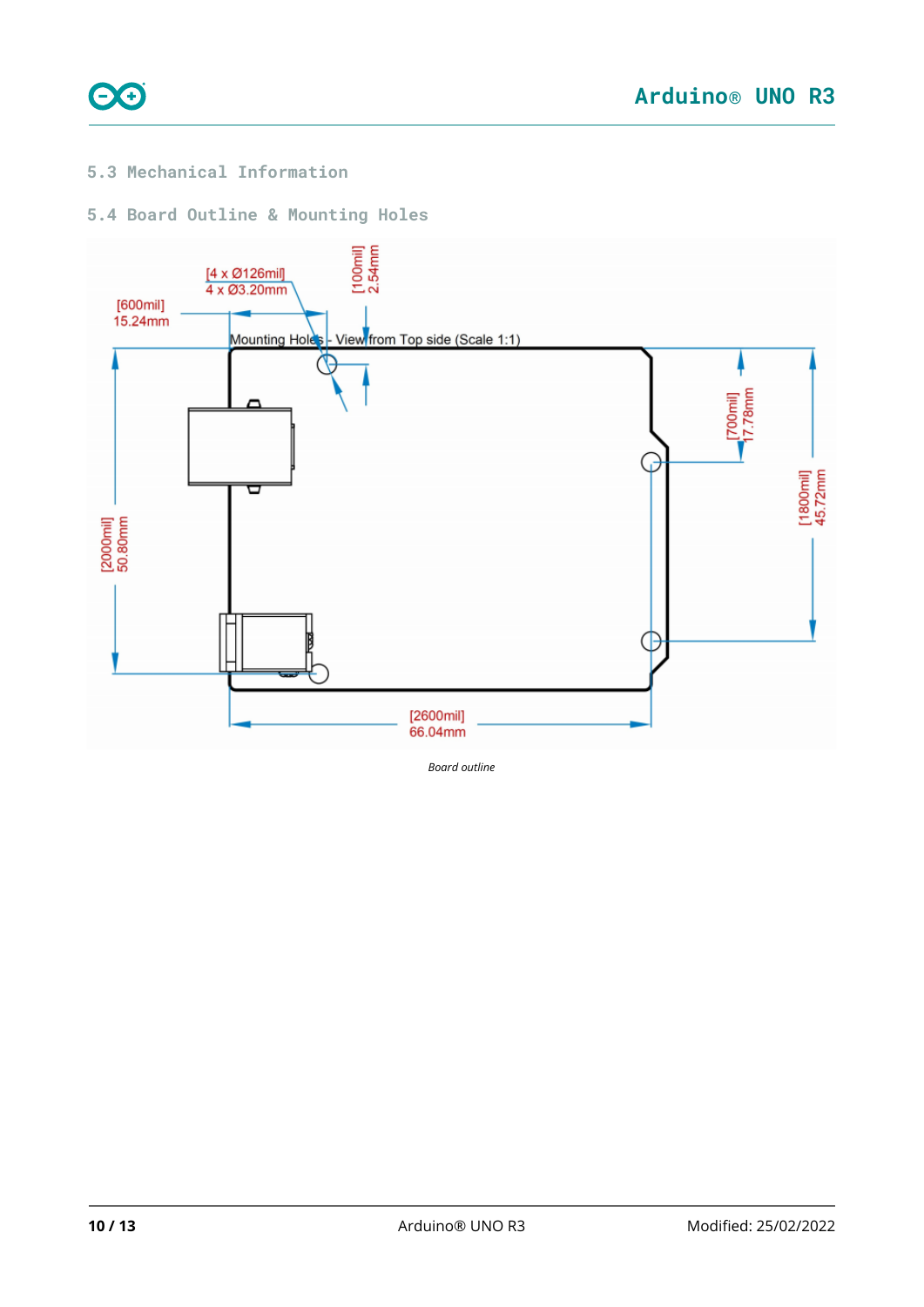### 5.3 Mechanical Information

### 5.4 Board Outline & Mounting Holes

[4 x Ø126mil]
4 x Ø3.20mm

[100mil]
2.54mm

[600mil]
15.24mm

Mounting Holes - View from Top side (Scale 1:1)

[700mil]
17.78mm

[1800mil]
45.72mm

[2000mil]
50.80mm

[2600mil]
66.04mm

*Board outline*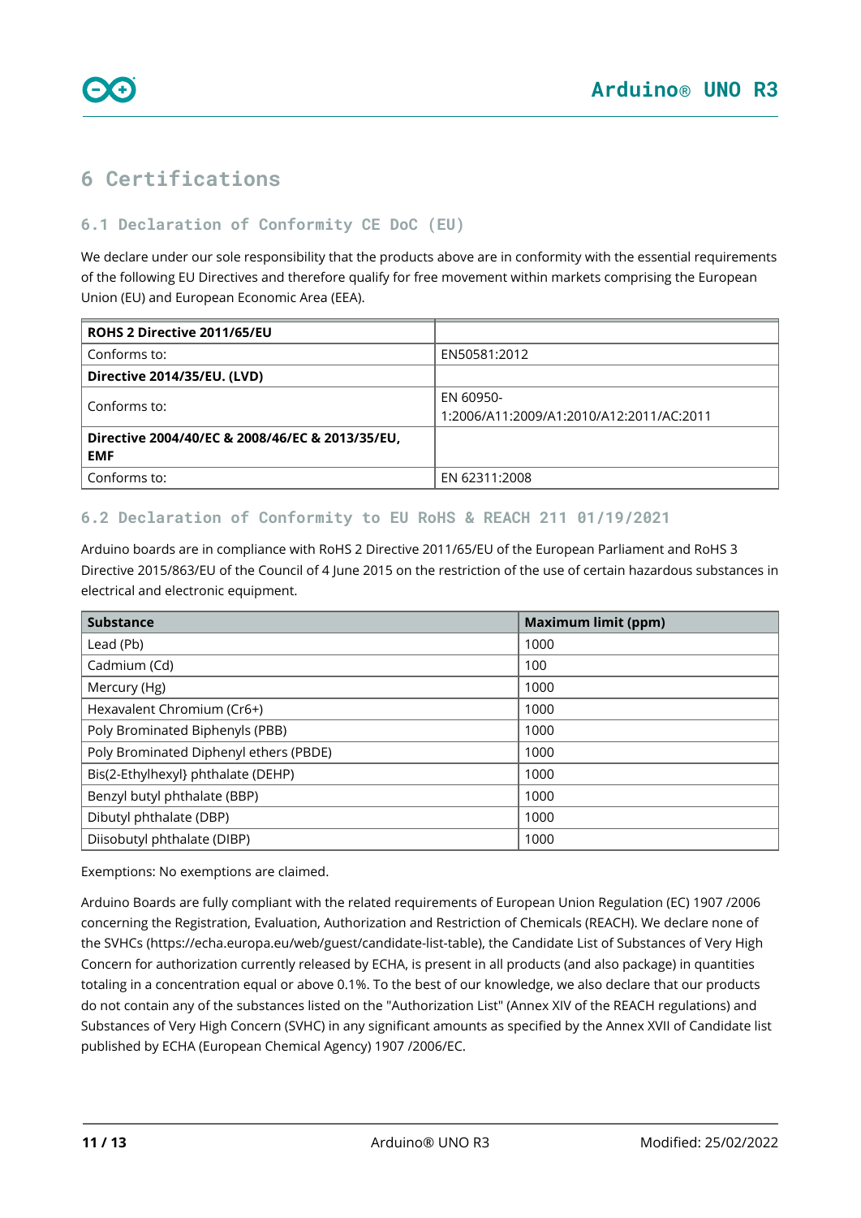# 6 Certifications

## 6.1 Declaration of Conformity CE DoC (EU)

We declare under our sole responsibility that the products above are in conformity with the essential requirements of the following EU Directives and therefore qualify for free movement within markets comprising the European Union (EU) and European Economic Area (EEA).

| **ROHS 2 Directive 2011/65/EU** | |
|---|---|
| Conforms to: | EN50581:2012 |
| **Directive 2014/35/EU. (LVD)** | |
| Conforms to: | EN 60950-1:2006/A11:2009/A1:2010/A12:2011/AC:2011 |
| **Directive 2004/40/EC & 2008/46/EC & 2013/35/EU, EMF** | |
| Conforms to: | EN 62311:2008 |

## 6.2 Declaration of Conformity to EU RoHS & REACH 211 01/19/2021

Arduino boards are in compliance with RoHS 2 Directive 2011/65/EU of the European Parliament and RoHS 3 Directive 2015/863/EU of the Council of 4 June 2015 on the restriction of the use of certain hazardous substances in electrical and electronic equipment.

| Substance | Maximum limit (ppm) |
|---|---|
| Lead (Pb) | 1000 |
| Cadmium (Cd) | 100 |
| Mercury (Hg) | 1000 |
| Hexavalent Chromium (Cr6+) | 1000 |
| Poly Brominated Biphenyls (PBB) | 1000 |
| Poly Brominated Diphenyl ethers (PBDE) | 1000 |
| Bis(2-Ethylhexyl} phthalate (DEHP) | 1000 |
| Benzyl butyl phthalate (BBP) | 1000 |
| Dibutyl phthalate (DBP) | 1000 |
| Diisobutyl phthalate (DIBP) | 1000 |

Exemptions: No exemptions are claimed.

Arduino Boards are fully compliant with the related requirements of European Union Regulation (EC) 1907 /2006 concerning the Registration, Evaluation, Authorization and Restriction of Chemicals (REACH). We declare none of the SVHCs (https://echa.europa.eu/web/guest/candidate-list-table), the Candidate List of Substances of Very High Concern for authorization currently released by ECHA, is present in all products (and also package) in quantities totaling in a concentration equal or above 0.1%. To the best of our knowledge, we also declare that our products do not contain any of the substances listed on the "Authorization List" (Annex XIV of the REACH regulations) and Substances of Very High Concern (SVHC) in any significant amounts as specified by the Annex XVII of Candidate list published by ECHA (European Chemical Agency) 1907 /2006/EC.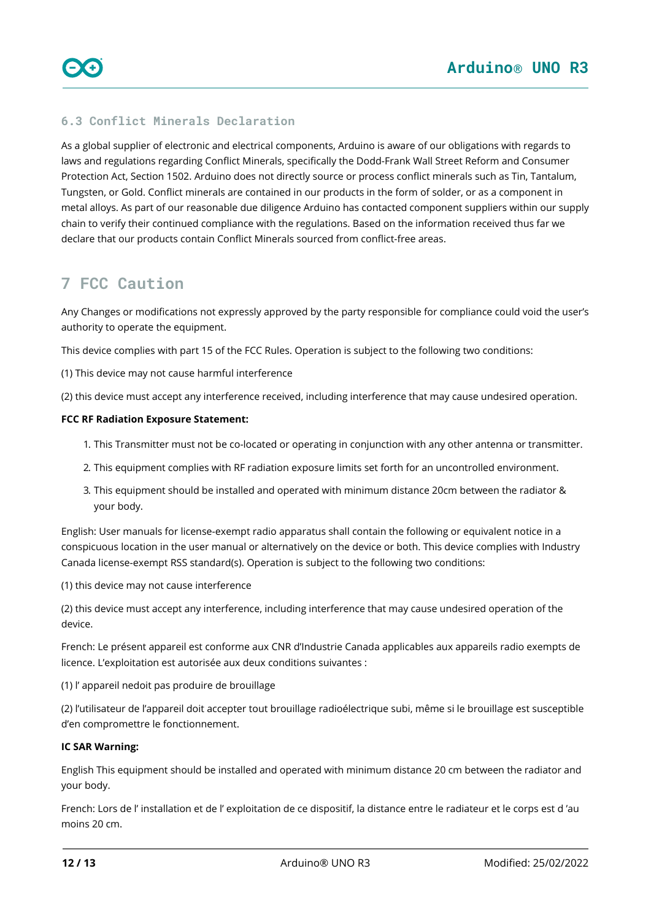### 6.3 Conflict Minerals Declaration

As a global supplier of electronic and electrical components, Arduino is aware of our obligations with regards to laws and regulations regarding Conflict Minerals, specifically the Dodd-Frank Wall Street Reform and Consumer Protection Act, Section 1502. Arduino does not directly source or process conflict minerals such as Tin, Tantalum, Tungsten, or Gold. Conflict minerals are contained in our products in the form of solder, or as a component in metal alloys. As part of our reasonable due diligence Arduino has contacted component suppliers within our supply chain to verify their continued compliance with the regulations. Based on the information received thus far we declare that our products contain Conflict Minerals sourced from conflict-free areas.

## 7 FCC Caution

Any Changes or modifications not expressly approved by the party responsible for compliance could void the user's authority to operate the equipment.

This device complies with part 15 of the FCC Rules. Operation is subject to the following two conditions:

(1) This device may not cause harmful interference

(2) this device must accept any interference received, including interference that may cause undesired operation.

**FCC RF Radiation Exposure Statement:**

1. This Transmitter must not be co-located or operating in conjunction with any other antenna or transmitter.
2. This equipment complies with RF radiation exposure limits set forth for an uncontrolled environment.
3. This equipment should be installed and operated with minimum distance 20cm between the radiator & your body.

English: User manuals for license-exempt radio apparatus shall contain the following or equivalent notice in a conspicuous location in the user manual or alternatively on the device or both. This device complies with Industry Canada license-exempt RSS standard(s). Operation is subject to the following two conditions:

(1) this device may not cause interference

(2) this device must accept any interference, including interference that may cause undesired operation of the device.

French: Le présent appareil est conforme aux CNR d'Industrie Canada applicables aux appareils radio exempts de licence. L'exploitation est autorisée aux deux conditions suivantes :

(1) l' appareil nedoit pas produire de brouillage

(2) l'utilisateur de l'appareil doit accepter tout brouillage radioélectrique subi, même si le brouillage est susceptible d'en compromettre le fonctionnement.

**IC SAR Warning:**

English This equipment should be installed and operated with minimum distance 20 cm between the radiator and your body.

French: Lors de l' installation et de l' exploitation de ce dispositif, la distance entre le radiateur et le corps est d 'au moins 20 cm.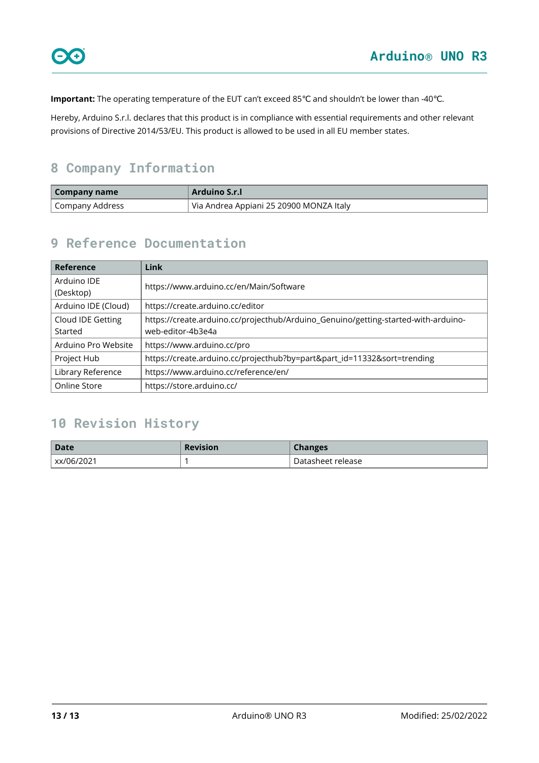**Important:** The operating temperature of the EUT can't exceed 85℃ and shouldn't be lower than -40℃.

Hereby, Arduino S.r.l. declares that this product is in compliance with essential requirements and other relevant provisions of Directive 2014/53/EU. This product is allowed to be used in all EU member states.

## 8 Company Information

| Company name | Arduino S.r.l |
| --- | --- |
| Company Address | Via Andrea Appiani 25 20900 MONZA Italy |

## 9 Reference Documentation

| Reference | Link |
| --- | --- |
| Arduino IDE (Desktop) | https://www.arduino.cc/en/Main/Software |
| Arduino IDE (Cloud) | https://create.arduino.cc/editor |
| Cloud IDE Getting Started | https://create.arduino.cc/projecthub/Arduino_Genuino/getting-started-with-arduino-web-editor-4b3e4a |
| Arduino Pro Website | https://www.arduino.cc/pro |
| Project Hub | https://create.arduino.cc/projecthub?by=part&part_id=11332&sort=trending |
| Library Reference | https://www.arduino.cc/reference/en/ |
| Online Store | https://store.arduino.cc/ |

## 10 Revision History

| Date | Revision | Changes |
| --- | --- | --- |
| xx/06/2021 | 1 | Datasheet release |